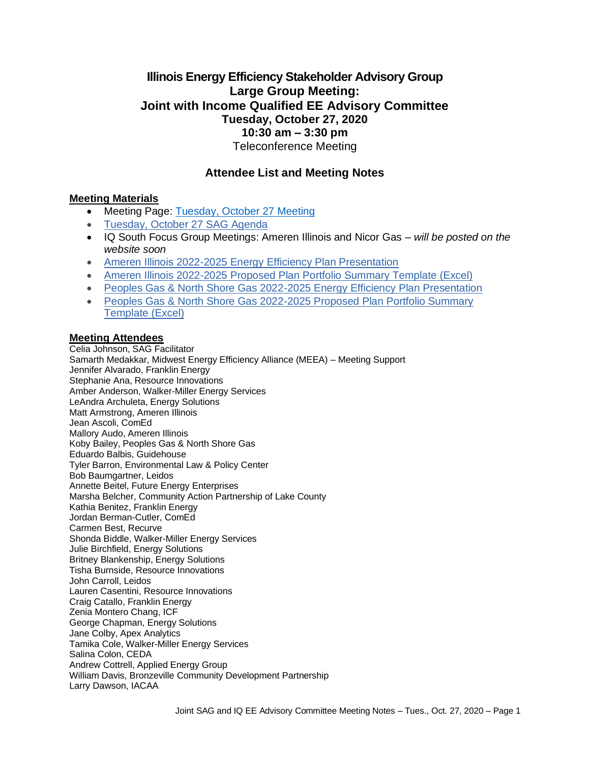# Illinois Energy Efficiency Stakeholder Advisory Group
## Large Group Meeting:
## Joint with Income Qualified EE Advisory Committee
### Tuesday, October 27, 2020
### 10:30 am – 3:30 pm
Teleconference Meeting

## Attendee List and Meeting Notes

### Meeting Materials

- Meeting Page: Tuesday, October 27 Meeting
- Tuesday, October 27 SAG Agenda
- IQ South Focus Group Meetings: Ameren Illinois and Nicor Gas – *will be posted on the website soon*
- Ameren Illinois 2022-2025 Energy Efficiency Plan Presentation
- Ameren Illinois 2022-2025 Proposed Plan Portfolio Summary Template (Excel)
- Peoples Gas & North Shore Gas 2022-2025 Energy Efficiency Plan Presentation
- Peoples Gas & North Shore Gas 2022-2025 Proposed Plan Portfolio Summary Template (Excel)

### Meeting Attendees

Celia Johnson, SAG Facilitator
Samarth Medakkar, Midwest Energy Efficiency Alliance (MEEA) – Meeting Support
Jennifer Alvarado, Franklin Energy
Stephanie Ana, Resource Innovations
Amber Anderson, Walker-Miller Energy Services
LeAndra Archuleta, Energy Solutions
Matt Armstrong, Ameren Illinois
Jean Ascoli, ComEd
Mallory Audo, Ameren Illinois
Koby Bailey, Peoples Gas & North Shore Gas
Eduardo Balbis, Guidehouse
Tyler Barron, Environmental Law & Policy Center
Bob Baumgartner, Leidos
Annette Beitel, Future Energy Enterprises
Marsha Belcher, Community Action Partnership of Lake County
Kathia Benitez, Franklin Energy
Jordan Berman-Cutler, ComEd
Carmen Best, Recurve
Shonda Biddle, Walker-Miller Energy Services
Julie Birchfield, Energy Solutions
Britney Blankenship, Energy Solutions
Tisha Burnside, Resource Innovations
John Carroll, Leidos
Lauren Casentini, Resource Innovations
Craig Catallo, Franklin Energy
Zenia Montero Chang, ICF
George Chapman, Energy Solutions
Jane Colby, Apex Analytics
Tamika Cole, Walker-Miller Energy Services
Salina Colon, CEDA
Andrew Cottrell, Applied Energy Group
William Davis, Bronzeville Community Development Partnership
Larry Dawson, IACAA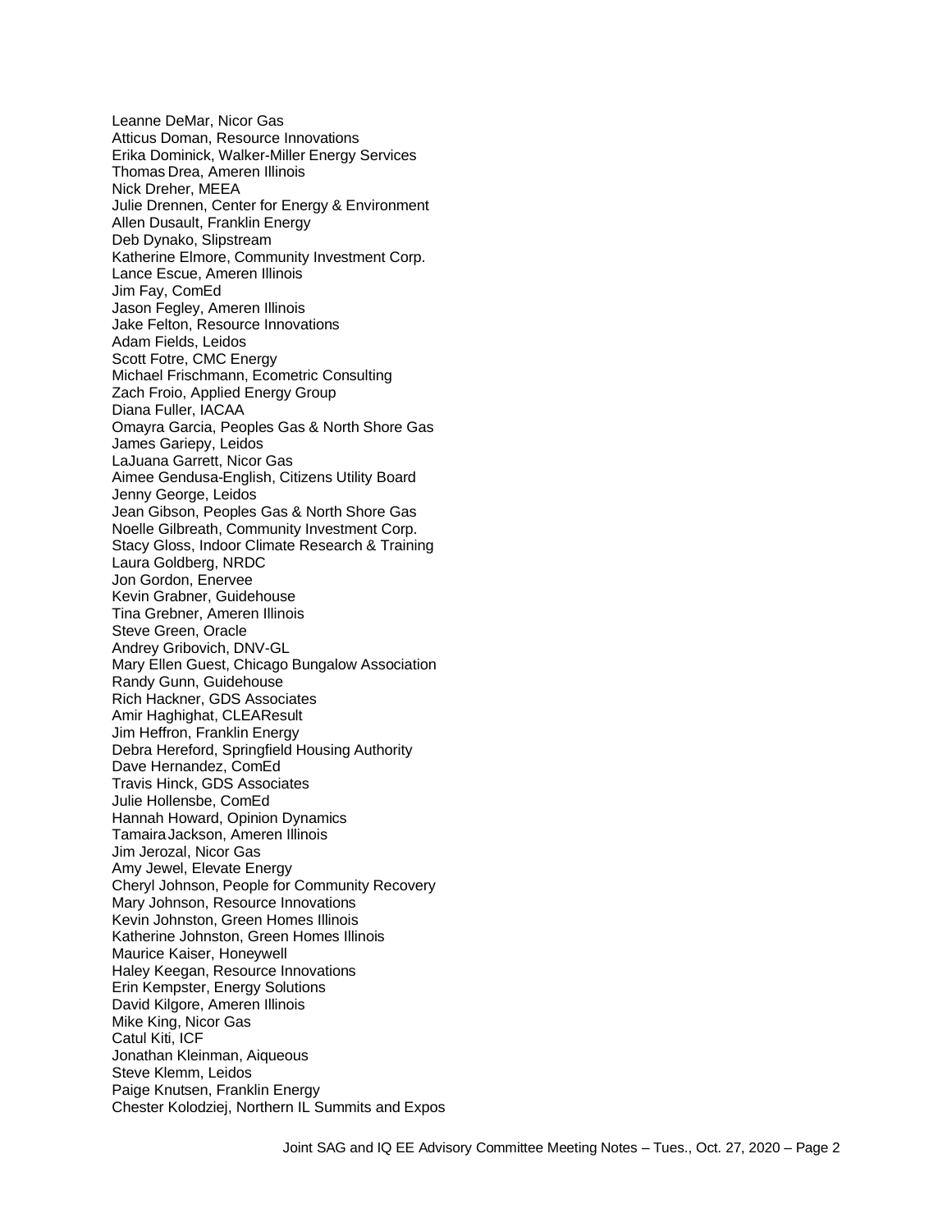Leanne DeMar, Nicor Gas
Atticus Doman, Resource Innovations
Erika Dominick, Walker-Miller Energy Services
Thomas Drea, Ameren Illinois
Nick Dreher, MEEA
Julie Drennen, Center for Energy & Environment
Allen Dusault, Franklin Energy
Deb Dynako, Slipstream
Katherine Elmore, Community Investment Corp.
Lance Escue, Ameren Illinois
Jim Fay, ComEd
Jason Fegley, Ameren Illinois
Jake Felton, Resource Innovations
Adam Fields, Leidos
Scott Fotre, CMC Energy
Michael Frischmann, Ecometric Consulting
Zach Froio, Applied Energy Group
Diana Fuller, IACAA
Omayra Garcia, Peoples Gas & North Shore Gas
James Gariepy, Leidos
LaJuana Garrett, Nicor Gas
Aimee Gendusa-English, Citizens Utility Board
Jenny George, Leidos
Jean Gibson, Peoples Gas & North Shore Gas
Noelle Gilbreath, Community Investment Corp.
Stacy Gloss, Indoor Climate Research & Training
Laura Goldberg, NRDC
Jon Gordon, Enervee
Kevin Grabner, Guidehouse
Tina Grebner, Ameren Illinois
Steve Green, Oracle
Andrey Gribovich, DNV-GL
Mary Ellen Guest, Chicago Bungalow Association
Randy Gunn, Guidehouse
Rich Hackner, GDS Associates
Amir Haghighat, CLEAResult
Jim Heffron, Franklin Energy
Debra Hereford, Springfield Housing Authority
Dave Hernandez, ComEd
Travis Hinck, GDS Associates
Julie Hollensbe, ComEd
Hannah Howard, Opinion Dynamics
Tamaira Jackson, Ameren Illinois
Jim Jerozal, Nicor Gas
Amy Jewel, Elevate Energy
Cheryl Johnson, People for Community Recovery
Mary Johnson, Resource Innovations
Kevin Johnston, Green Homes Illinois
Katherine Johnston, Green Homes Illinois
Maurice Kaiser, Honeywell
Haley Keegan, Resource Innovations
Erin Kempster, Energy Solutions
David Kilgore, Ameren Illinois
Mike King, Nicor Gas
Catul Kiti, ICF
Jonathan Kleinman, Aiqueous
Steve Klemm, Leidos
Paige Knutsen, Franklin Energy
Chester Kolodziej, Northern IL Summits and Expos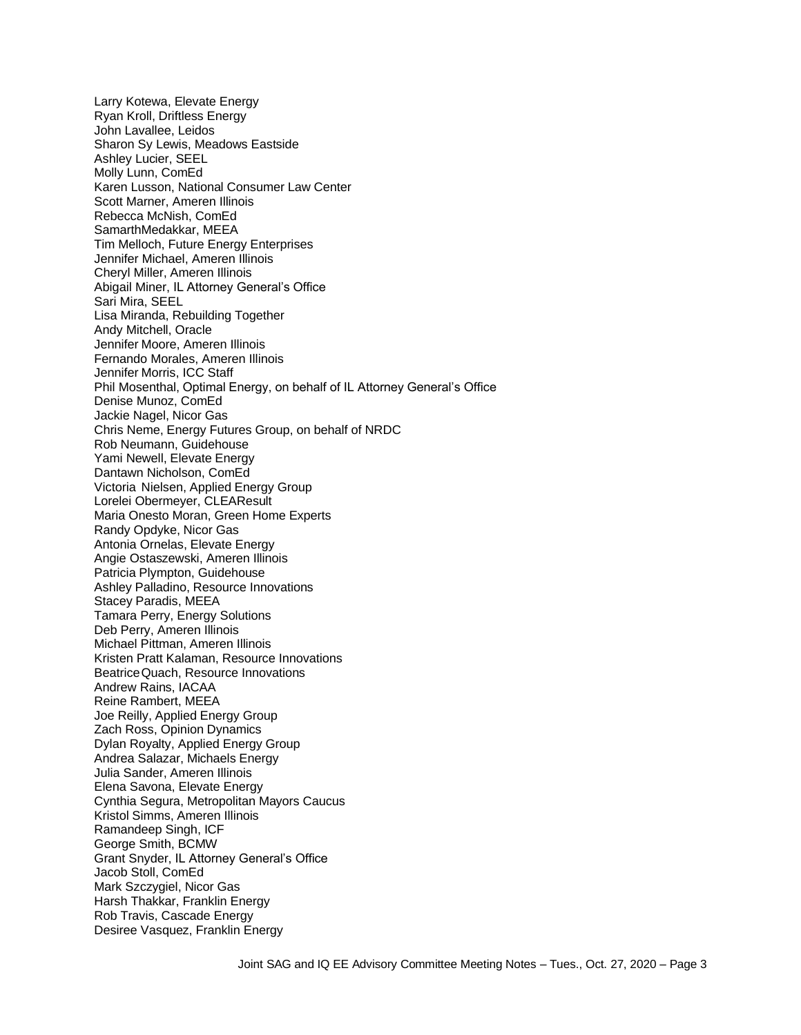Larry Kotewa, Elevate Energy
Ryan Kroll, Driftless Energy
John Lavallee, Leidos
Sharon Sy Lewis, Meadows Eastside
Ashley Lucier, SEEL
Molly Lunn, ComEd
Karen Lusson, National Consumer Law Center
Scott Marner, Ameren Illinois
Rebecca McNish, ComEd
SamarthMedakkar, MEEA
Tim Melloch, Future Energy Enterprises
Jennifer Michael, Ameren Illinois
Cheryl Miller, Ameren Illinois
Abigail Miner, IL Attorney General's Office
Sari Mira, SEEL
Lisa Miranda, Rebuilding Together
Andy Mitchell, Oracle
Jennifer Moore, Ameren Illinois
Fernando Morales, Ameren Illinois
Jennifer Morris, ICC Staff
Phil Mosenthal, Optimal Energy, on behalf of IL Attorney General's Office
Denise Munoz, ComEd
Jackie Nagel, Nicor Gas
Chris Neme, Energy Futures Group, on behalf of NRDC
Rob Neumann, Guidehouse
Yami Newell, Elevate Energy
Dantawn Nicholson, ComEd
Victoria Nielsen, Applied Energy Group
Lorelei Obermeyer, CLEAResult
Maria Onesto Moran, Green Home Experts
Randy Opdyke, Nicor Gas
Antonia Ornelas, Elevate Energy
Angie Ostaszewski, Ameren Illinois
Patricia Plympton, Guidehouse
Ashley Palladino, Resource Innovations
Stacey Paradis, MEEA
Tamara Perry, Energy Solutions
Deb Perry, Ameren Illinois
Michael Pittman, Ameren Illinois
Kristen Pratt Kalaman, Resource Innovations
BeatriceQuach, Resource Innovations
Andrew Rains, IACAA
Reine Rambert, MEEA
Joe Reilly, Applied Energy Group
Zach Ross, Opinion Dynamics
Dylan Royalty, Applied Energy Group
Andrea Salazar, Michaels Energy
Julia Sander, Ameren Illinois
Elena Savona, Elevate Energy
Cynthia Segura, Metropolitan Mayors Caucus
Kristol Simms, Ameren Illinois
Ramandeep Singh, ICF
George Smith, BCMW
Grant Snyder, IL Attorney General's Office
Jacob Stoll, ComEd
Mark Szczygiel, Nicor Gas
Harsh Thakkar, Franklin Energy
Rob Travis, Cascade Energy
Desiree Vasquez, Franklin Energy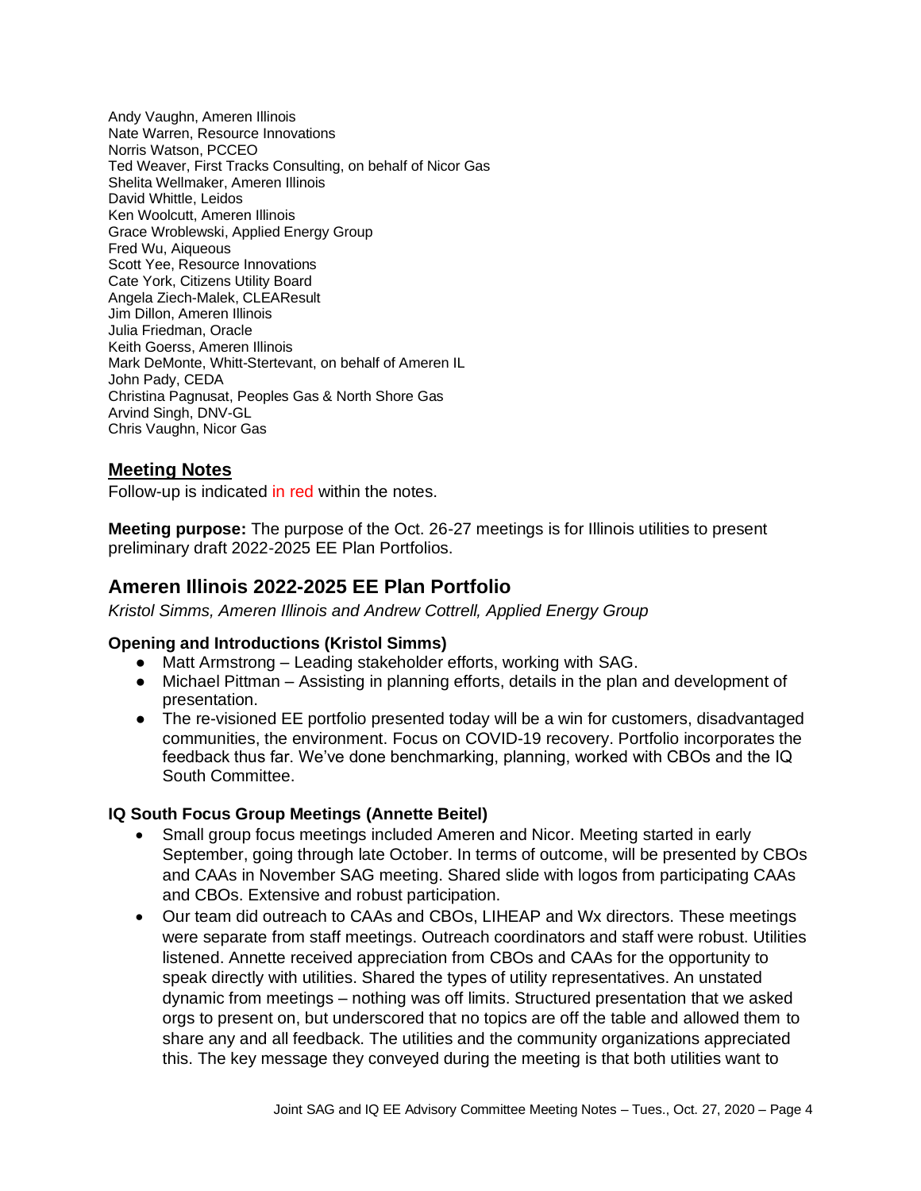Andy Vaughn, Ameren Illinois
Nate Warren, Resource Innovations
Norris Watson, PCCEO
Ted Weaver, First Tracks Consulting, on behalf of Nicor Gas
Shelita Wellmaker, Ameren Illinois
David Whittle, Leidos
Ken Woolcutt, Ameren Illinois
Grace Wroblewski, Applied Energy Group
Fred Wu, Aiqueous
Scott Yee, Resource Innovations
Cate York, Citizens Utility Board
Angela Ziech-Malek, CLEAResult
Jim Dillon, Ameren Illinois
Julia Friedman, Oracle
Keith Goerss, Ameren Illinois
Mark DeMonte, Whitt-Stertevant, on behalf of Ameren IL
John Pady, CEDA
Christina Pagnusat, Peoples Gas & North Shore Gas
Arvind Singh, DNV-GL
Chris Vaughn, Nicor Gas

## Meeting Notes

Follow-up is indicated in red within the notes.

**Meeting purpose:** The purpose of the Oct. 26-27 meetings is for Illinois utilities to present preliminary draft 2022-2025 EE Plan Portfolios.

## Ameren Illinois 2022-2025 EE Plan Portfolio

*Kristol Simms, Ameren Illinois and Andrew Cottrell, Applied Energy Group*

### Opening and Introductions (Kristol Simms)

- Matt Armstrong – Leading stakeholder efforts, working with SAG.
- Michael Pittman – Assisting in planning efforts, details in the plan and development of presentation.
- The re-visioned EE portfolio presented today will be a win for customers, disadvantaged communities, the environment. Focus on COVID-19 recovery. Portfolio incorporates the feedback thus far. We've done benchmarking, planning, worked with CBOs and the IQ South Committee.

### IQ South Focus Group Meetings (Annette Beitel)

- Small group focus meetings included Ameren and Nicor. Meeting started in early September, going through late October. In terms of outcome, will be presented by CBOs and CAAs in November SAG meeting. Shared slide with logos from participating CAAs and CBOs. Extensive and robust participation.
- Our team did outreach to CAAs and CBOs, LIHEAP and Wx directors. These meetings were separate from staff meetings. Outreach coordinators and staff were robust. Utilities listened. Annette received appreciation from CBOs and CAAs for the opportunity to speak directly with utilities. Shared the types of utility representatives. An unstated dynamic from meetings – nothing was off limits. Structured presentation that we asked orgs to present on, but underscored that no topics are off the table and allowed them to share any and all feedback. The utilities and the community organizations appreciated this. The key message they conveyed during the meeting is that both utilities want to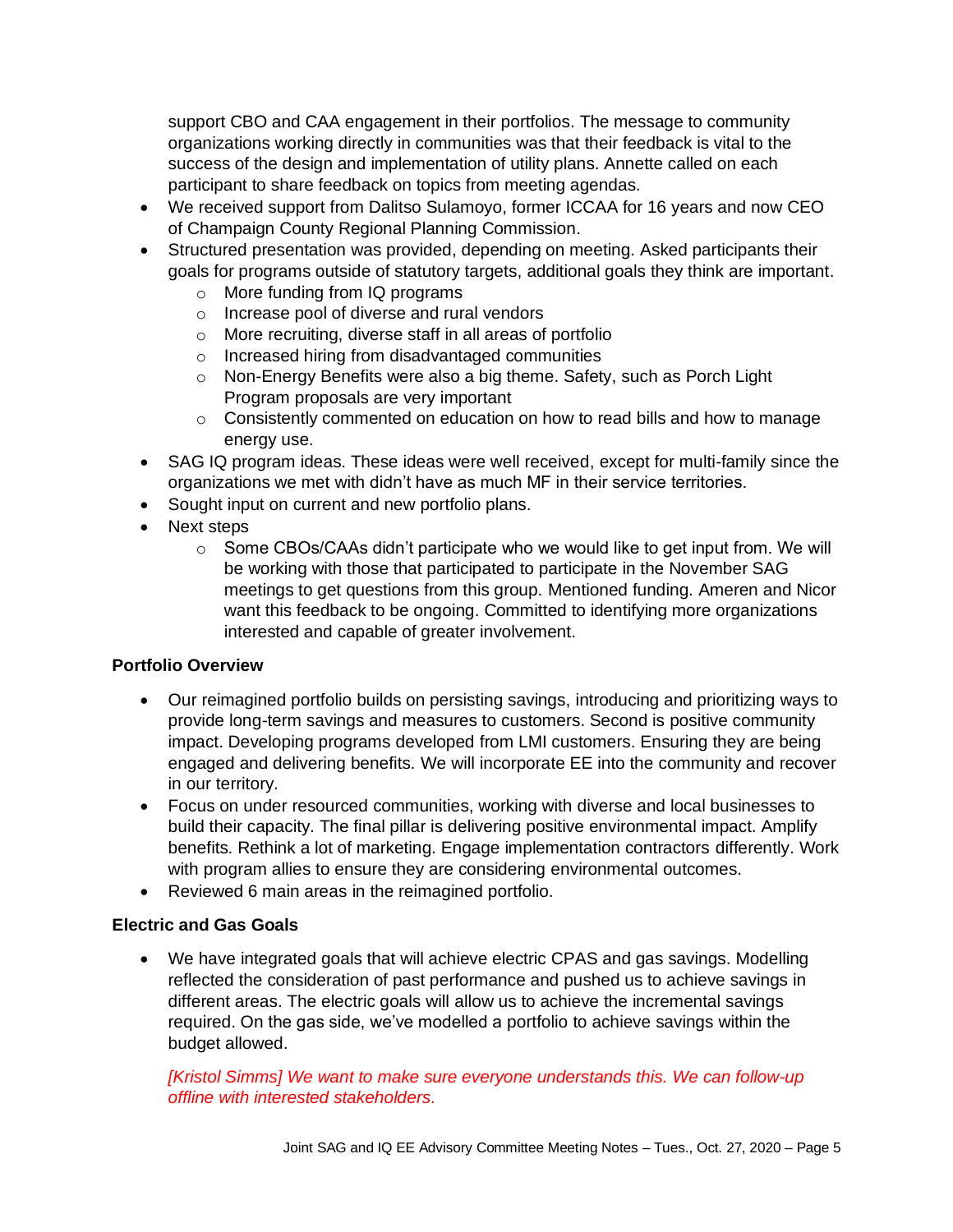support CBO and CAA engagement in their portfolios. The message to community organizations working directly in communities was that their feedback is vital to the success of the design and implementation of utility plans. Annette called on each participant to share feedback on topics from meeting agendas.

- We received support from Dalitso Sulamoyo, former ICCAA for 16 years and now CEO of Champaign County Regional Planning Commission.
- Structured presentation was provided, depending on meeting. Asked participants their goals for programs outside of statutory targets, additional goals they think are important.
  - More funding from IQ programs
  - Increase pool of diverse and rural vendors
  - More recruiting, diverse staff in all areas of portfolio
  - Increased hiring from disadvantaged communities
  - Non-Energy Benefits were also a big theme. Safety, such as Porch Light Program proposals are very important
  - Consistently commented on education on how to read bills and how to manage energy use.
- SAG IQ program ideas. These ideas were well received, except for multi-family since the organizations we met with didn't have as much MF in their service territories.
- Sought input on current and new portfolio plans.
- Next steps
  - Some CBOs/CAAs didn't participate who we would like to get input from. We will be working with those that participated to participate in the November SAG meetings to get questions from this group. Mentioned funding. Ameren and Nicor want this feedback to be ongoing. Committed to identifying more organizations interested and capable of greater involvement.

**Portfolio Overview**

- Our reimagined portfolio builds on persisting savings, introducing and prioritizing ways to provide long-term savings and measures to customers. Second is positive community impact. Developing programs developed from LMI customers. Ensuring they are being engaged and delivering benefits. We will incorporate EE into the community and recover in our territory.
- Focus on under resourced communities, working with diverse and local businesses to build their capacity. The final pillar is delivering positive environmental impact. Amplify benefits. Rethink a lot of marketing. Engage implementation contractors differently. Work with program allies to ensure they are considering environmental outcomes.
- Reviewed 6 main areas in the reimagined portfolio.

**Electric and Gas Goals**

- We have integrated goals that will achieve electric CPAS and gas savings. Modelling reflected the consideration of past performance and pushed us to achieve savings in different areas. The electric goals will allow us to achieve the incremental savings required. On the gas side, we've modelled a portfolio to achieve savings within the budget allowed.

  *[Kristol Simms] We want to make sure everyone understands this. We can follow-up offline with interested stakeholders.*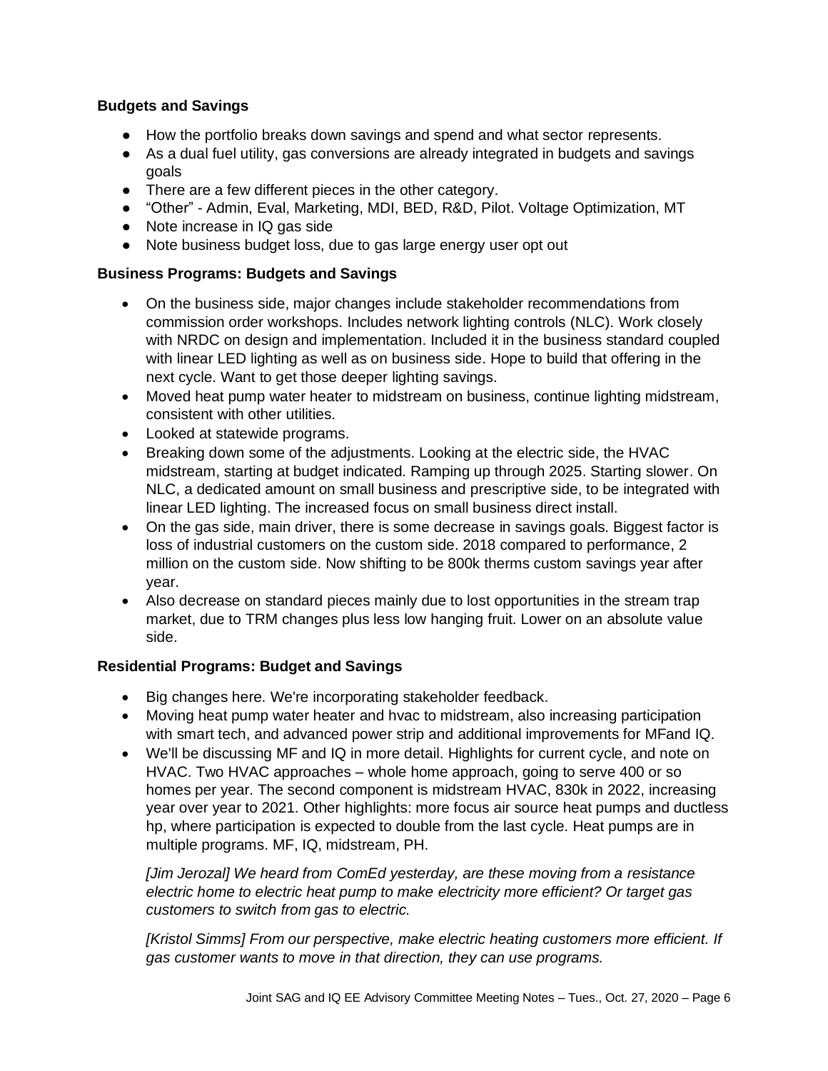### Budgets and Savings

- How the portfolio breaks down savings and spend and what sector represents.
- As a dual fuel utility, gas conversions are already integrated in budgets and savings goals
- There are a few different pieces in the other category.
- "Other" - Admin, Eval, Marketing, MDI, BED, R&D, Pilot. Voltage Optimization, MT
- Note increase in IQ gas side
- Note business budget loss, due to gas large energy user opt out

### Business Programs: Budgets and Savings

- On the business side, major changes include stakeholder recommendations from commission order workshops. Includes network lighting controls (NLC). Work closely with NRDC on design and implementation. Included it in the business standard coupled with linear LED lighting as well as on business side. Hope to build that offering in the next cycle. Want to get those deeper lighting savings.
- Moved heat pump water heater to midstream on business, continue lighting midstream, consistent with other utilities.
- Looked at statewide programs.
- Breaking down some of the adjustments. Looking at the electric side, the HVAC midstream, starting at budget indicated. Ramping up through 2025. Starting slower. On NLC, a dedicated amount on small business and prescriptive side, to be integrated with linear LED lighting. The increased focus on small business direct install.
- On the gas side, main driver, there is some decrease in savings goals. Biggest factor is loss of industrial customers on the custom side. 2018 compared to performance, 2 million on the custom side. Now shifting to be 800k therms custom savings year after year.
- Also decrease on standard pieces mainly due to lost opportunities in the stream trap market, due to TRM changes plus less low hanging fruit. Lower on an absolute value side.

### Residential Programs: Budget and Savings

- Big changes here. We're incorporating stakeholder feedback.
- Moving heat pump water heater and hvac to midstream, also increasing participation with smart tech, and advanced power strip and additional improvements for MFand IQ.
- We'll be discussing MF and IQ in more detail. Highlights for current cycle, and note on HVAC. Two HVAC approaches – whole home approach, going to serve 400 or so homes per year. The second component is midstream HVAC, 830k in 2022, increasing year over year to 2021. Other highlights: more focus air source heat pumps and ductless hp, where participation is expected to double from the last cycle. Heat pumps are in multiple programs. MF, IQ, midstream, PH.

  *[Jim Jerozal] We heard from ComEd yesterday, are these moving from a resistance electric home to electric heat pump to make electricity more efficient? Or target gas customers to switch from gas to electric.*

  *[Kristol Simms] From our perspective, make electric heating customers more efficient. If gas customer wants to move in that direction, they can use programs.*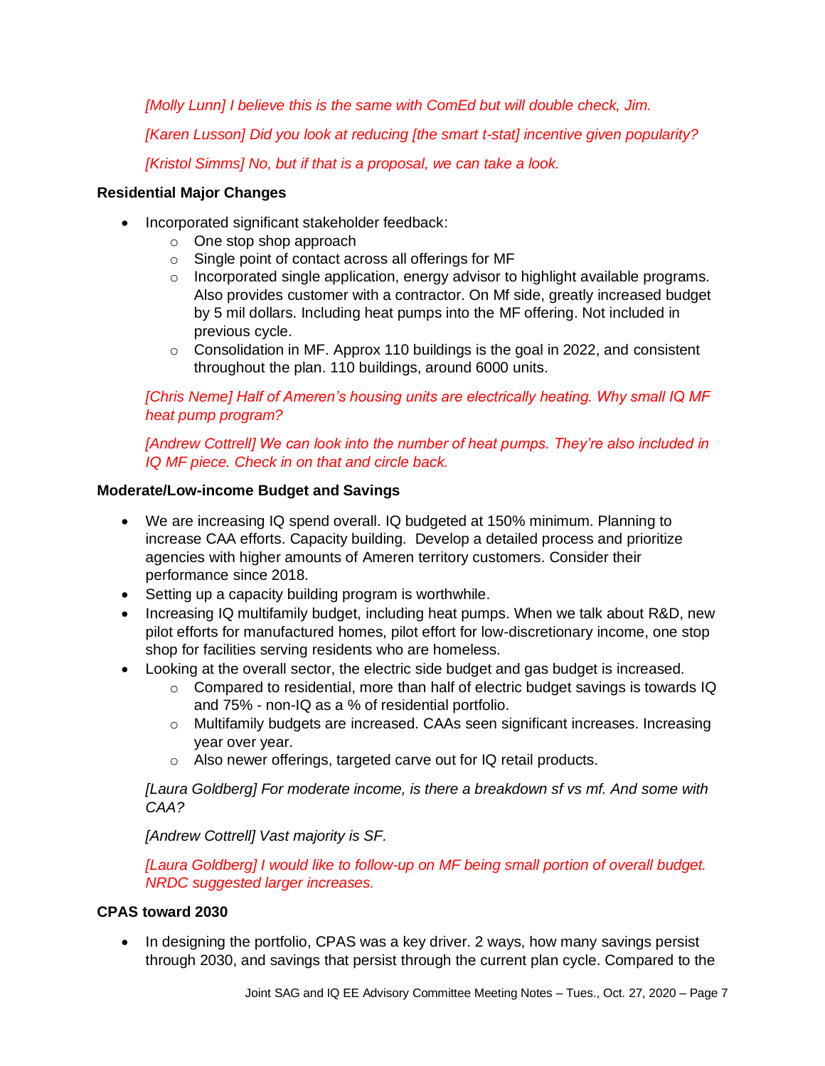*[Molly Lunn] I believe this is the same with ComEd but will double check, Jim.*

*[Karen Lusson] Did you look at reducing [the smart t-stat] incentive given popularity?*

*[Kristol Simms] No, but if that is a proposal, we can take a look.*

**Residential Major Changes**

- Incorporated significant stakeholder feedback:
  - One stop shop approach
  - Single point of contact across all offerings for MF
  - Incorporated single application, energy advisor to highlight available programs. Also provides customer with a contractor. On Mf side, greatly increased budget by 5 mil dollars. Including heat pumps into the MF offering. Not included in previous cycle.
  - Consolidation in MF. Approx 110 buildings is the goal in 2022, and consistent throughout the plan. 110 buildings, around 6000 units.

*[Chris Neme] Half of Ameren's housing units are electrically heating. Why small IQ MF heat pump program?*

*[Andrew Cottrell] We can look into the number of heat pumps. They're also included in IQ MF piece. Check in on that and circle back.*

**Moderate/Low-income Budget and Savings**

- We are increasing IQ spend overall. IQ budgeted at 150% minimum. Planning to increase CAA efforts. Capacity building. Develop a detailed process and prioritize agencies with higher amounts of Ameren territory customers. Consider their performance since 2018.
- Setting up a capacity building program is worthwhile.
- Increasing IQ multifamily budget, including heat pumps. When we talk about R&D, new pilot efforts for manufactured homes, pilot effort for low-discretionary income, one stop shop for facilities serving residents who are homeless.
- Looking at the overall sector, the electric side budget and gas budget is increased.
  - Compared to residential, more than half of electric budget savings is towards IQ and 75% - non-IQ as a % of residential portfolio.
  - Multifamily budgets are increased. CAAs seen significant increases. Increasing year over year.
  - Also newer offerings, targeted carve out for IQ retail products.

*[Laura Goldberg] For moderate income, is there a breakdown sf vs mf. And some with CAA?*

*[Andrew Cottrell] Vast majority is SF.*

*[Laura Goldberg] I would like to follow-up on MF being small portion of overall budget. NRDC suggested larger increases.*

**CPAS toward 2030**

- In designing the portfolio, CPAS was a key driver. 2 ways, how many savings persist through 2030, and savings that persist through the current plan cycle. Compared to the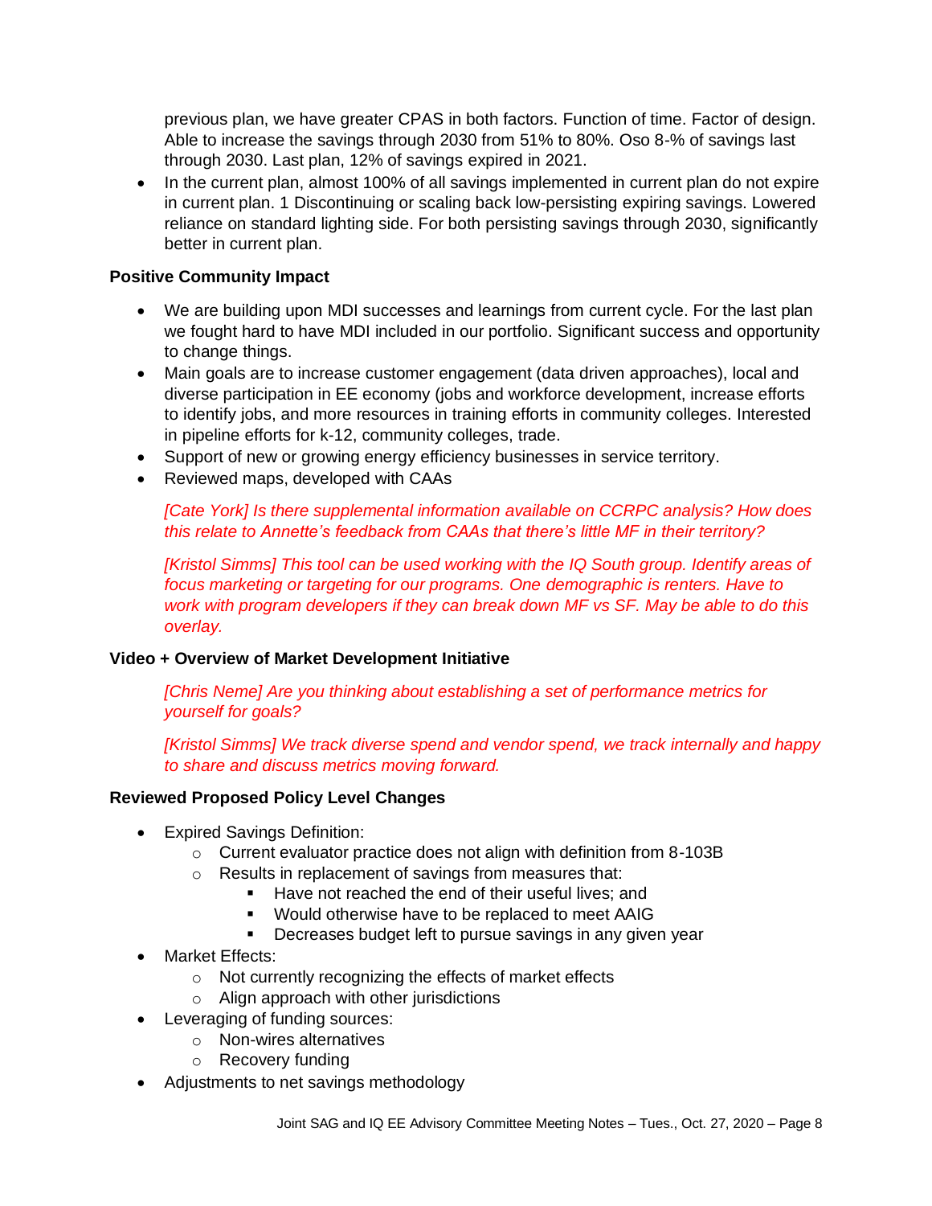previous plan, we have greater CPAS in both factors. Function of time. Factor of design. Able to increase the savings through 2030 from 51% to 80%. Oso 8-% of savings last through 2030. Last plan, 12% of savings expired in 2021.

- In the current plan, almost 100% of all savings implemented in current plan do not expire in current plan. 1 Discontinuing or scaling back low-persisting expiring savings. Lowered reliance on standard lighting side. For both persisting savings through 2030, significantly better in current plan.

**Positive Community Impact**

- We are building upon MDI successes and learnings from current cycle. For the last plan we fought hard to have MDI included in our portfolio. Significant success and opportunity to change things.
- Main goals are to increase customer engagement (data driven approaches), local and diverse participation in EE economy (jobs and workforce development, increase efforts to identify jobs, and more resources in training efforts in community colleges. Interested in pipeline efforts for k-12, community colleges, trade.
- Support of new or growing energy efficiency businesses in service territory.
- Reviewed maps, developed with CAAs

  *[Cate York] Is there supplemental information available on CCRPC analysis? How does this relate to Annette's feedback from CAAs that there's little MF in their territory?*

  *[Kristol Simms] This tool can be used working with the IQ South group. Identify areas of focus marketing or targeting for our programs. One demographic is renters. Have to work with program developers if they can break down MF vs SF. May be able to do this overlay.*

**Video + Overview of Market Development Initiative**

*[Chris Neme] Are you thinking about establishing a set of performance metrics for yourself for goals?*

*[Kristol Simms] We track diverse spend and vendor spend, we track internally and happy to share and discuss metrics moving forward.*

**Reviewed Proposed Policy Level Changes**

- Expired Savings Definition:
  - Current evaluator practice does not align with definition from 8-103B
  - Results in replacement of savings from measures that:
    - Have not reached the end of their useful lives; and
    - Would otherwise have to be replaced to meet AAIG
    - Decreases budget left to pursue savings in any given year
- Market Effects:
  - Not currently recognizing the effects of market effects
  - Align approach with other jurisdictions
- Leveraging of funding sources:
  - Non-wires alternatives
  - Recovery funding
- Adjustments to net savings methodology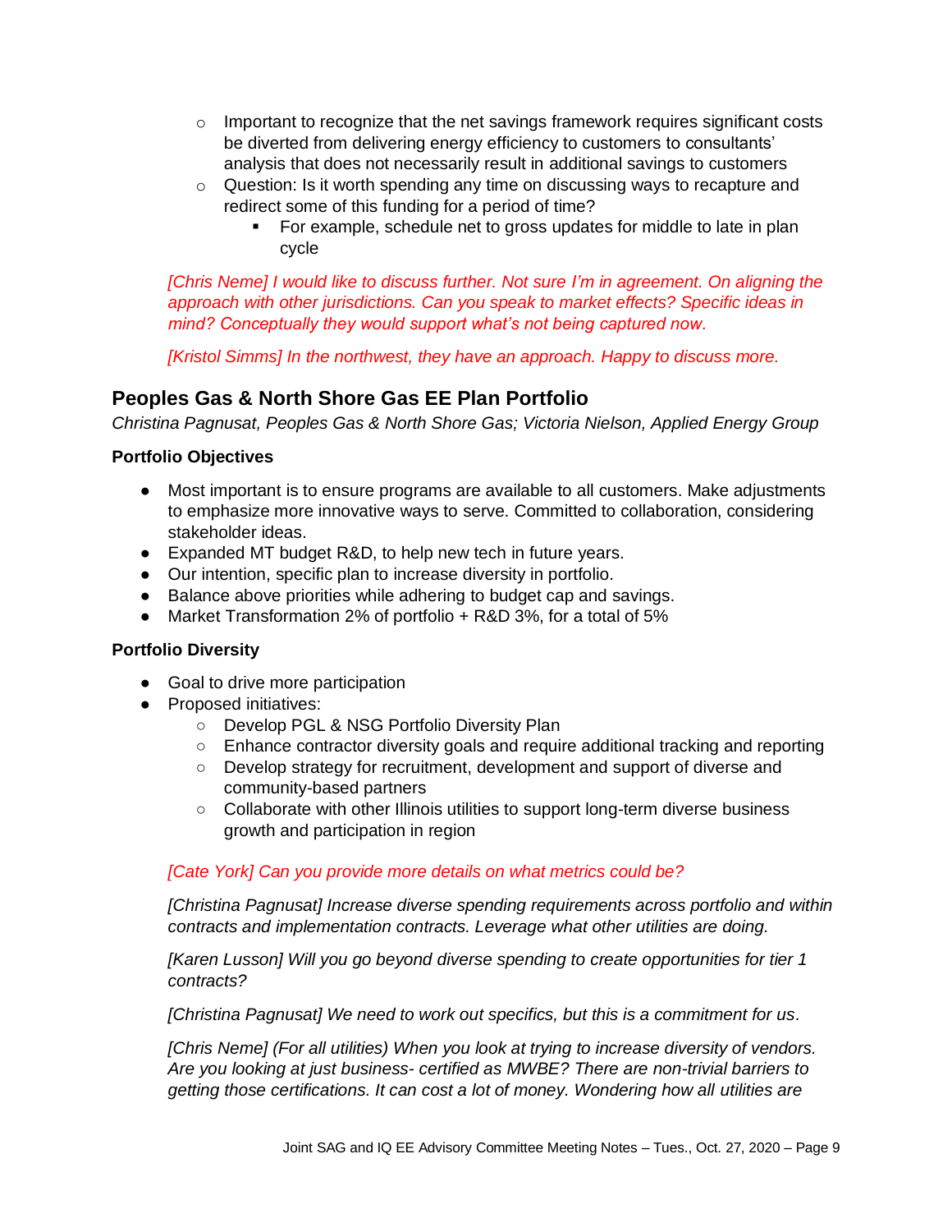- Important to recognize that the net savings framework requires significant costs be diverted from delivering energy efficiency to customers to consultants' analysis that does not necessarily result in additional savings to customers
- Question: Is it worth spending any time on discussing ways to recapture and redirect some of this funding for a period of time?
  - For example, schedule net to gross updates for middle to late in plan cycle

*[Chris Neme] I would like to discuss further. Not sure I'm in agreement. On aligning the approach with other jurisdictions. Can you speak to market effects? Specific ideas in mind? Conceptually they would support what's not being captured now.*

*[Kristol Simms] In the northwest, they have an approach. Happy to discuss more.*

## Peoples Gas & North Shore Gas EE Plan Portfolio

*Christina Pagnusat, Peoples Gas & North Shore Gas; Victoria Nielson, Applied Energy Group*

### Portfolio Objectives

- Most important is to ensure programs are available to all customers. Make adjustments to emphasize more innovative ways to serve. Committed to collaboration, considering stakeholder ideas.
- Expanded MT budget R&D, to help new tech in future years.
- Our intention, specific plan to increase diversity in portfolio.
- Balance above priorities while adhering to budget cap and savings.
- Market Transformation 2% of portfolio + R&D 3%, for a total of 5%

### Portfolio Diversity

- Goal to drive more participation
- Proposed initiatives:
  - Develop PGL & NSG Portfolio Diversity Plan
  - Enhance contractor diversity goals and require additional tracking and reporting
  - Develop strategy for recruitment, development and support of diverse and community-based partners
  - Collaborate with other Illinois utilities to support long-term diverse business growth and participation in region

*[Cate York] Can you provide more details on what metrics could be?*

*[Christina Pagnusat] Increase diverse spending requirements across portfolio and within contracts and implementation contracts. Leverage what other utilities are doing.*

*[Karen Lusson] Will you go beyond diverse spending to create opportunities for tier 1 contracts?*

*[Christina Pagnusat] We need to work out specifics, but this is a commitment for us.*

*[Chris Neme] (For all utilities) When you look at trying to increase diversity of vendors. Are you looking at just business- certified as MWBE? There are non-trivial barriers to getting those certifications. It can cost a lot of money. Wondering how all utilities are*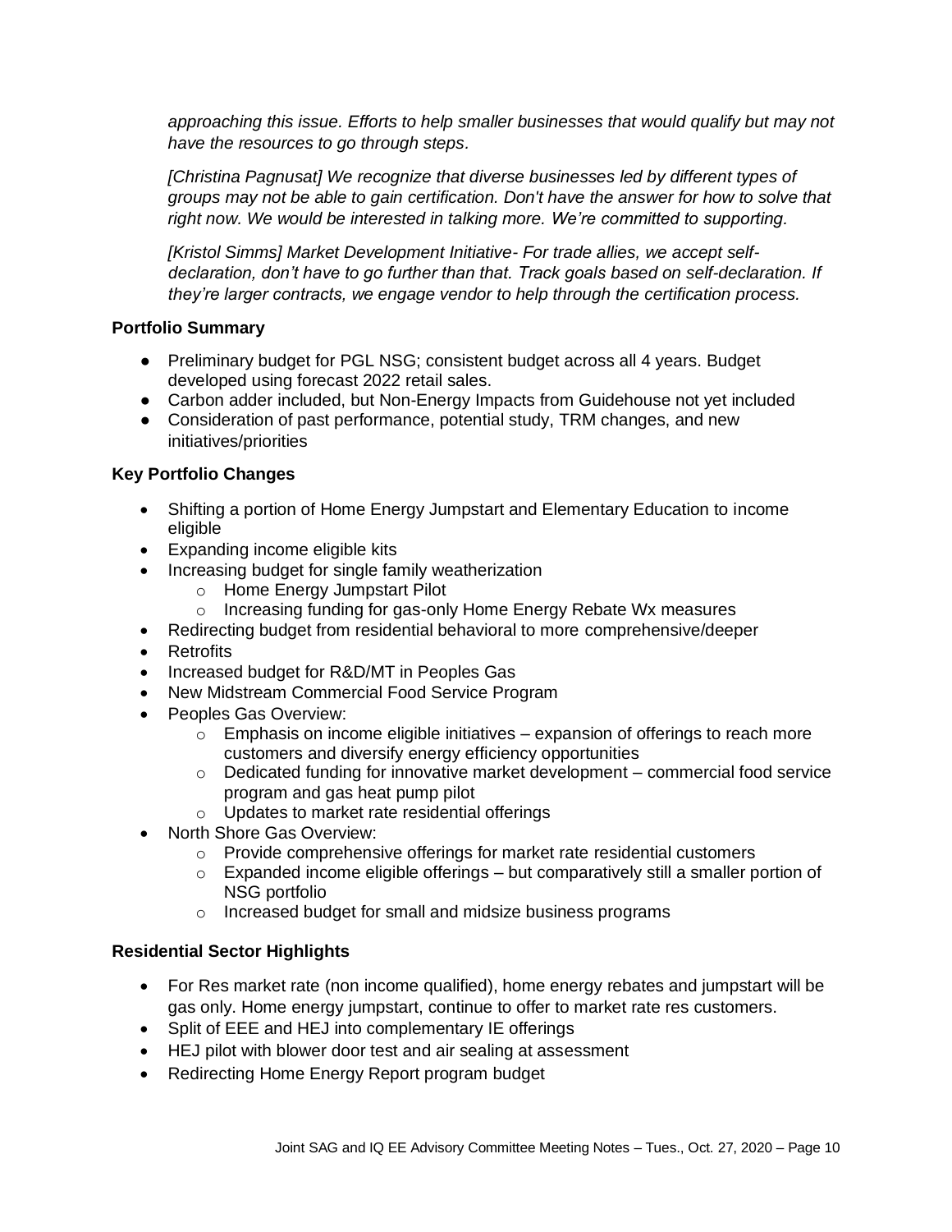*approaching this issue. Efforts to help smaller businesses that would qualify but may not have the resources to go through steps.*

*[Christina Pagnusat] We recognize that diverse businesses led by different types of groups may not be able to gain certification. Don't have the answer for how to solve that right now. We would be interested in talking more. We're committed to supporting.*

*[Kristol Simms] Market Development Initiative- For trade allies, we accept self-declaration, don't have to go further than that. Track goals based on self-declaration. If they're larger contracts, we engage vendor to help through the certification process.*

**Portfolio Summary**

- Preliminary budget for PGL NSG; consistent budget across all 4 years. Budget developed using forecast 2022 retail sales.
- Carbon adder included, but Non-Energy Impacts from Guidehouse not yet included
- Consideration of past performance, potential study, TRM changes, and new initiatives/priorities

**Key Portfolio Changes**

- Shifting a portion of Home Energy Jumpstart and Elementary Education to income eligible
- Expanding income eligible kits
- Increasing budget for single family weatherization
  - Home Energy Jumpstart Pilot
  - Increasing funding for gas-only Home Energy Rebate Wx measures
- Redirecting budget from residential behavioral to more comprehensive/deeper
- Retrofits
- Increased budget for R&D/MT in Peoples Gas
- New Midstream Commercial Food Service Program
- Peoples Gas Overview:
  - Emphasis on income eligible initiatives – expansion of offerings to reach more customers and diversify energy efficiency opportunities
  - Dedicated funding for innovative market development – commercial food service program and gas heat pump pilot
  - Updates to market rate residential offerings
- North Shore Gas Overview:
  - Provide comprehensive offerings for market rate residential customers
  - Expanded income eligible offerings – but comparatively still a smaller portion of NSG portfolio
  - Increased budget for small and midsize business programs

**Residential Sector Highlights**

- For Res market rate (non income qualified), home energy rebates and jumpstart will be gas only. Home energy jumpstart, continue to offer to market rate res customers.
- Split of EEE and HEJ into complementary IE offerings
- HEJ pilot with blower door test and air sealing at assessment
- Redirecting Home Energy Report program budget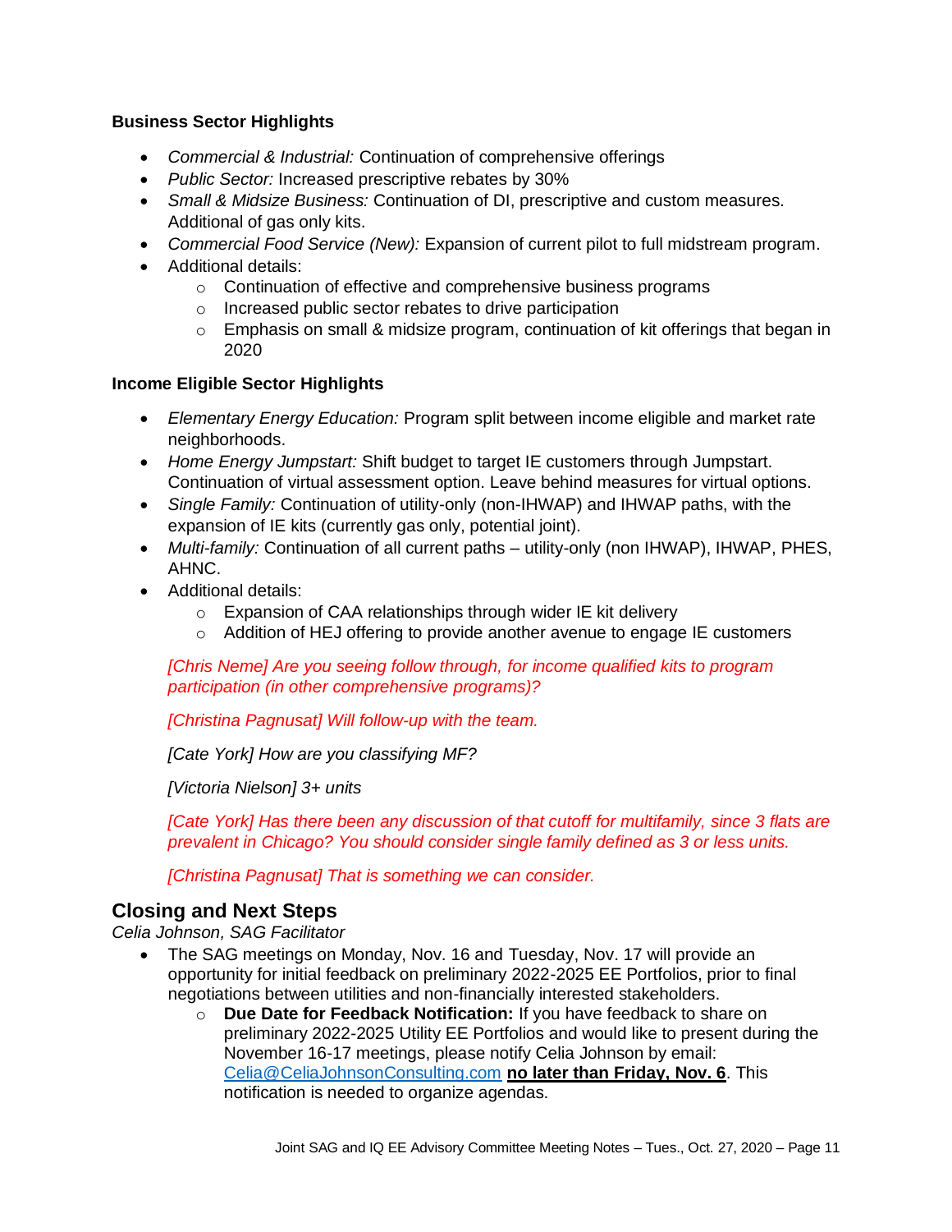**Business Sector Highlights**

- *Commercial & Industrial:* Continuation of comprehensive offerings
- *Public Sector:* Increased prescriptive rebates by 30%
- *Small & Midsize Business:* Continuation of DI, prescriptive and custom measures. Additional of gas only kits.
- *Commercial Food Service (New):* Expansion of current pilot to full midstream program.
- Additional details:
  - Continuation of effective and comprehensive business programs
  - Increased public sector rebates to drive participation
  - Emphasis on small & midsize program, continuation of kit offerings that began in 2020

**Income Eligible Sector Highlights**

- *Elementary Energy Education:* Program split between income eligible and market rate neighborhoods.
- *Home Energy Jumpstart:* Shift budget to target IE customers through Jumpstart. Continuation of virtual assessment option. Leave behind measures for virtual options.
- *Single Family:* Continuation of utility-only (non-IHWAP) and IHWAP paths, with the expansion of IE kits (currently gas only, potential joint).
- *Multi-family:* Continuation of all current paths – utility-only (non IHWAP), IHWAP, PHES, AHNC.
- Additional details:
  - Expansion of CAA relationships through wider IE kit delivery
  - Addition of HEJ offering to provide another avenue to engage IE customers

*[Chris Neme] Are you seeing follow through, for income qualified kits to program participation (in other comprehensive programs)?*

*[Christina Pagnusat] Will follow-up with the team.*

*[Cate York] How are you classifying MF?*

*[Victoria Nielson] 3+ units*

*[Cate York] Has there been any discussion of that cutoff for multifamily, since 3 flats are prevalent in Chicago? You should consider single family defined as 3 or less units.*

*[Christina Pagnusat] That is something we can consider.*

## Closing and Next Steps

*Celia Johnson, SAG Facilitator*

- The SAG meetings on Monday, Nov. 16 and Tuesday, Nov. 17 will provide an opportunity for initial feedback on preliminary 2022-2025 EE Portfolios, prior to final negotiations between utilities and non-financially interested stakeholders.
  - **Due Date for Feedback Notification:** If you have feedback to share on preliminary 2022-2025 Utility EE Portfolios and would like to present during the November 16-17 meetings, please notify Celia Johnson by email: Celia@CeliaJohnsonConsulting.com **no later than Friday, Nov. 6**. This notification is needed to organize agendas.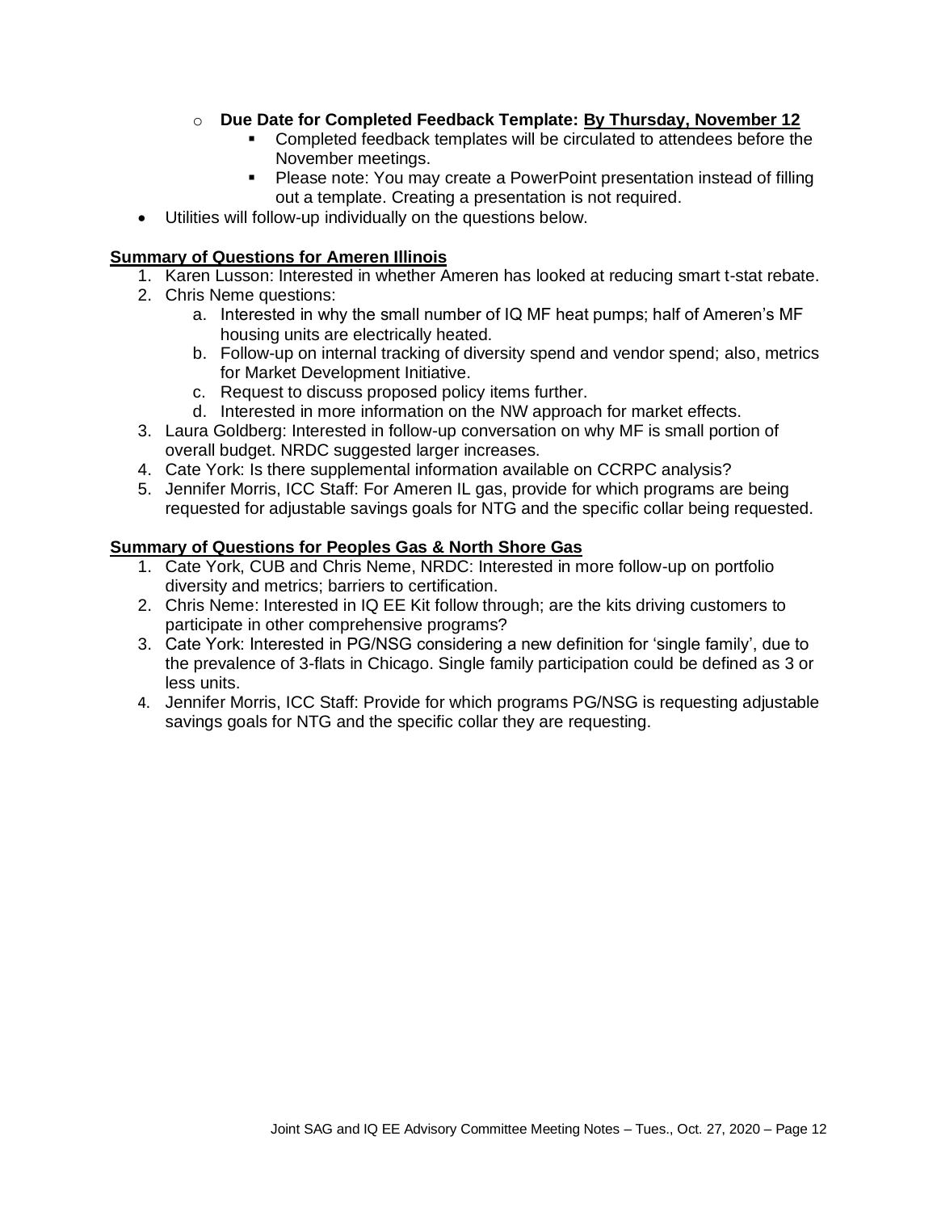- **Due Date for Completed Feedback Template:** **By Thursday, November 12**
  - Completed feedback templates will be circulated to attendees before the November meetings.
  - Please note: You may create a PowerPoint presentation instead of filling out a template. Creating a presentation is not required.
- Utilities will follow-up individually on the questions below.

**Summary of Questions for Ameren Illinois**

1. Karen Lusson: Interested in whether Ameren has looked at reducing smart t-stat rebate.
2. Chris Neme questions:
   a. Interested in why the small number of IQ MF heat pumps; half of Ameren's MF housing units are electrically heated.
   b. Follow-up on internal tracking of diversity spend and vendor spend; also, metrics for Market Development Initiative.
   c. Request to discuss proposed policy items further.
   d. Interested in more information on the NW approach for market effects.
3. Laura Goldberg: Interested in follow-up conversation on why MF is small portion of overall budget. NRDC suggested larger increases.
4. Cate York: Is there supplemental information available on CCRPC analysis?
5. Jennifer Morris, ICC Staff: For Ameren IL gas, provide for which programs are being requested for adjustable savings goals for NTG and the specific collar being requested.

**Summary of Questions for Peoples Gas & North Shore Gas**

1. Cate York, CUB and Chris Neme, NRDC: Interested in more follow-up on portfolio diversity and metrics; barriers to certification.
2. Chris Neme: Interested in IQ EE Kit follow through; are the kits driving customers to participate in other comprehensive programs?
3. Cate York: Interested in PG/NSG considering a new definition for 'single family', due to the prevalence of 3-flats in Chicago. Single family participation could be defined as 3 or less units.
4. Jennifer Morris, ICC Staff: Provide for which programs PG/NSG is requesting adjustable savings goals for NTG and the specific collar they are requesting.